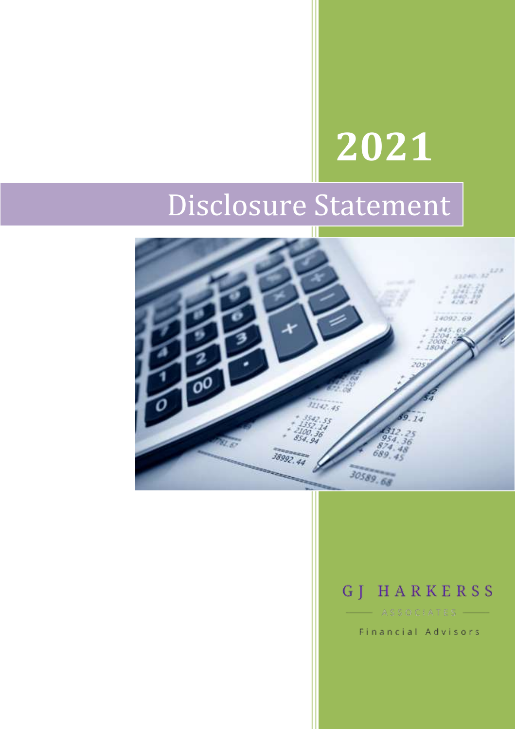# 2021

# Disclosure Statement

GJ HARKERSS

ASSOCIATES

Financial Advisors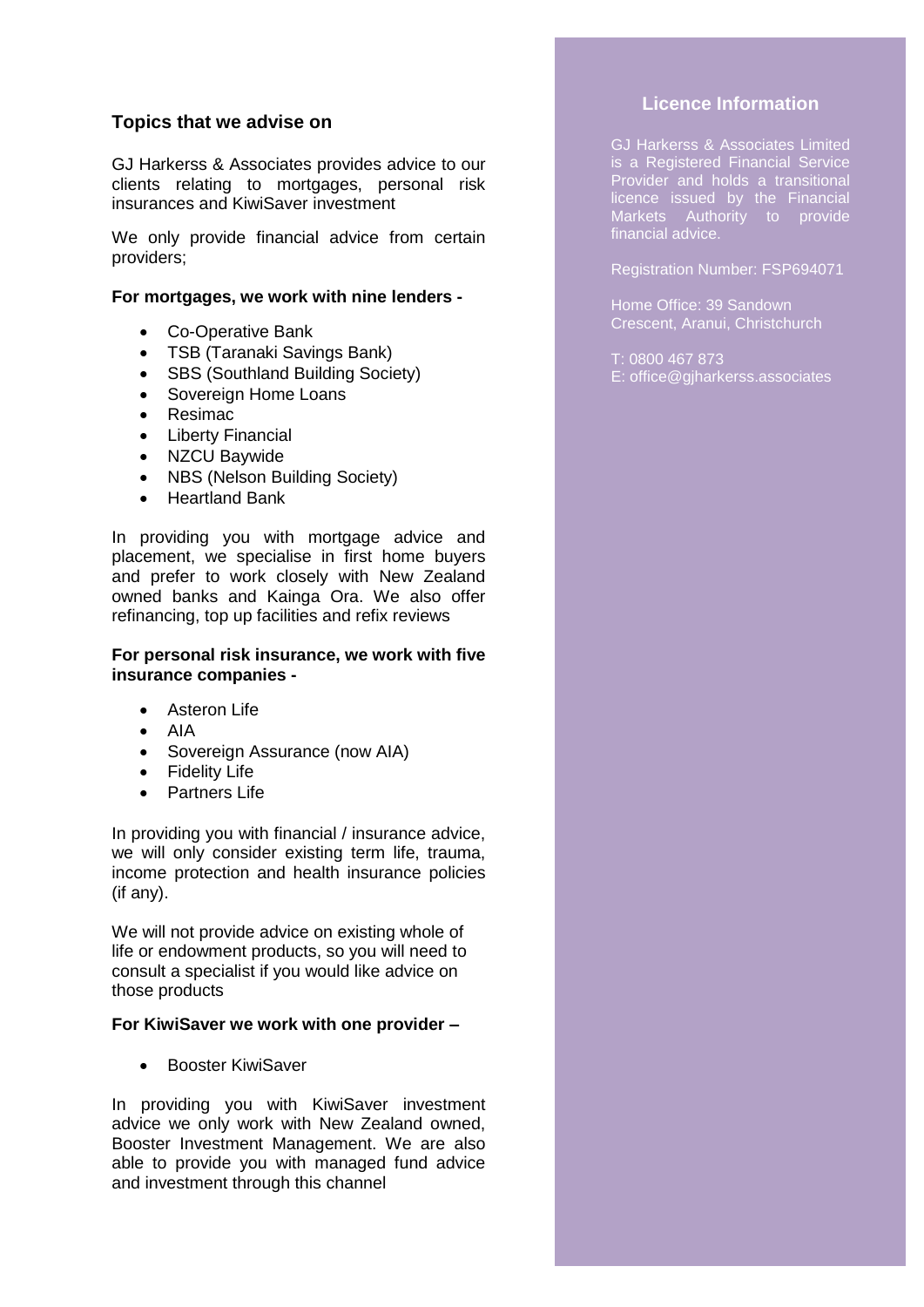## Topics that we advise on

GJ Harkerss & Associates provides advice to our clients relating to mortgages, personal risk insurances and KiwiSaver investment

We only provide financial advice from certain providers;

**For mortgages, we work with nine lenders -**

- Co-Operative Bank
- TSB (Taranaki Savings Bank)
- SBS (Southland Building Society)
- Sovereign Home Loans
- Resimac
- Liberty Financial
- NZCU Baywide
- NBS (Nelson Building Society)
- Heartland Bank

In providing you with mortgage advice and placement, we specialise in first home buyers and prefer to work closely with New Zealand owned banks and Kainga Ora. We also offer refinancing, top up facilities and refix reviews

**For personal risk insurance, we work with five insurance companies -**

- Asteron Life
- AIA
- Sovereign Assurance (now AIA)
- Fidelity Life
- Partners Life

In providing you with financial / insurance advice, we will only consider existing term life, trauma, income protection and health insurance policies (if any).

We will not provide advice on existing whole of life or endowment products, so you will need to consult a specialist if you would like advice on those products

**For KiwiSaver we work with one provider –**

- Booster KiwiSaver

In providing you with KiwiSaver investment advice we only work with New Zealand owned, Booster Investment Management. We are also able to provide you with managed fund advice and investment through this channel

## Licence Information

GJ Harkerss & Associates Limited is a Registered Financial Service Provider and holds a transitional licence issued by the Financial Markets Authority to provide financial advice.

Registration Number: FSP694071

Home Office: 39 Sandown Crescent, Aranui, Christchurch

T: 0800 467 873
E: office@gjharkerss.associates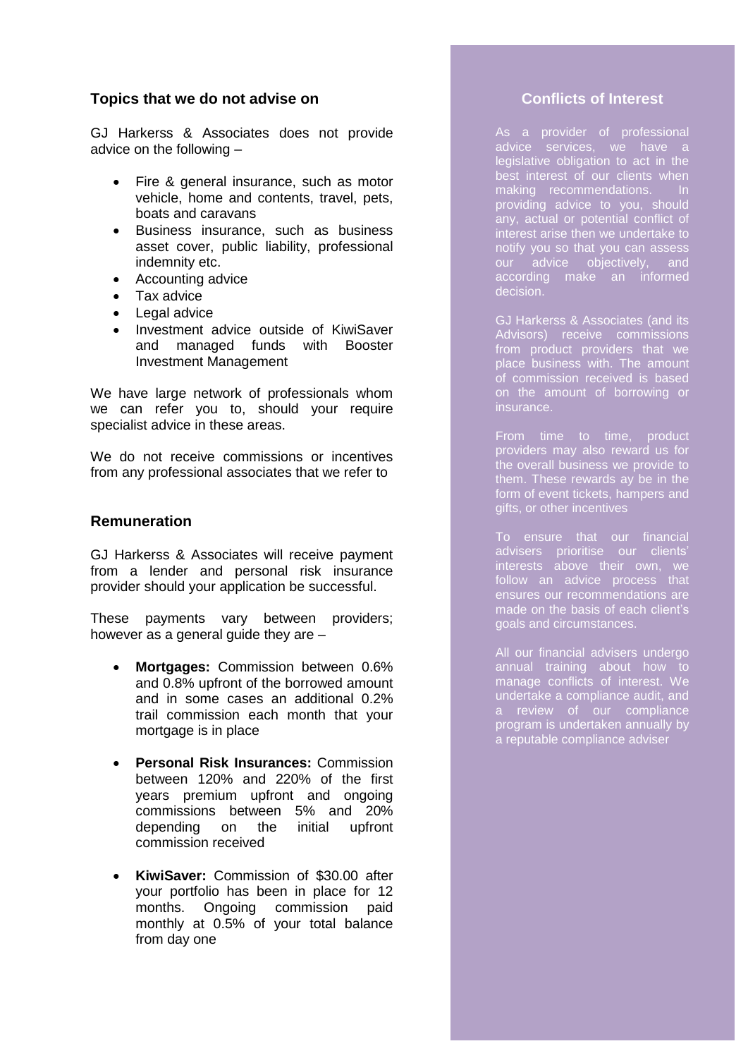## Topics that we do not advise on

GJ Harkerss & Associates does not provide advice on the following –

- Fire & general insurance, such as motor vehicle, home and contents, travel, pets, boats and caravans
- Business insurance, such as business asset cover, public liability, professional indemnity etc.
- Accounting advice
- Tax advice
- Legal advice
- Investment advice outside of KiwiSaver and managed funds with Booster Investment Management

We have large network of professionals whom we can refer you to, should your require specialist advice in these areas.

We do not receive commissions or incentives from any professional associates that we refer to

## Remuneration

GJ Harkerss & Associates will receive payment from a lender and personal risk insurance provider should your application be successful.

These payments vary between providers; however as a general guide they are –

- **Mortgages:** Commission between 0.6% and 0.8% upfront of the borrowed amount and in some cases an additional 0.2% trail commission each month that your mortgage is in place

- **Personal Risk Insurances:** Commission between 120% and 220% of the first years premium upfront and ongoing commissions between 5% and 20% depending on the initial upfront commission received

- **KiwiSaver:** Commission of $30.00 after your portfolio has been in place for 12 months. Ongoing commission paid monthly at 0.5% of your total balance from day one

## Conflicts of Interest

As a provider of professional advice services, we have a legislative obligation to act in the best interest of our clients when making recommendations. In providing advice to you, should any, actual or potential conflict of interest arise then we undertake to notify you so that you can assess our advice objectively, and according make an informed decision.

GJ Harkerss & Associates (and its Advisors) receive commissions from product providers that we place business with. The amount of commission received is based on the amount of borrowing or insurance.

From time to time, product providers may also reward us for the overall business we provide to them. These rewards ay be in the form of event tickets, hampers and gifts, or other incentives

To ensure that our financial advisers prioritise our clients' interests above their own, we follow an advice process that ensures our recommendations are made on the basis of each client's goals and circumstances.

All our financial advisers undergo annual training about how to manage conflicts of interest. We undertake a compliance audit, and a review of our compliance program is undertaken annually by a reputable compliance adviser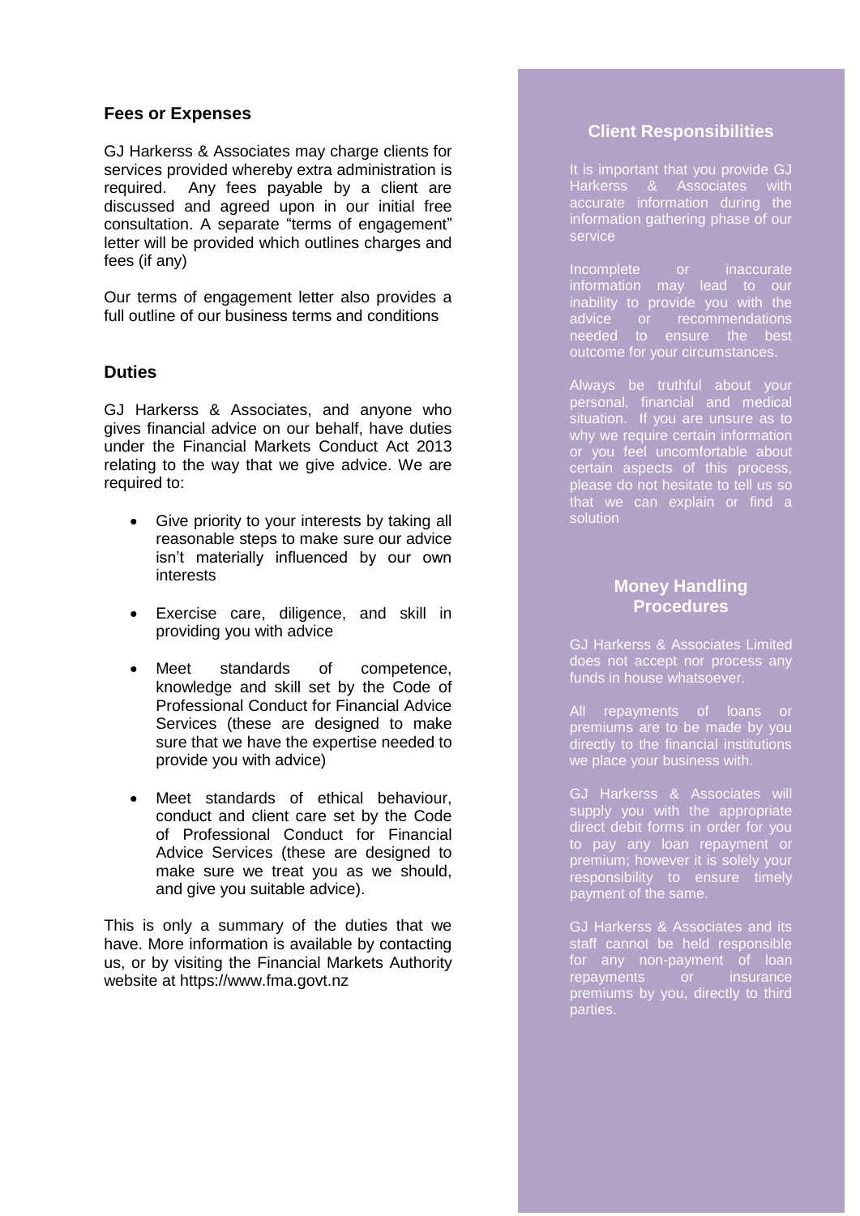## Fees or Expenses

GJ Harkerss & Associates may charge clients for services provided whereby extra administration is required. Any fees payable by a client are discussed and agreed upon in our initial free consultation. A separate "terms of engagement" letter will be provided which outlines charges and fees (if any)

Our terms of engagement letter also provides a full outline of our business terms and conditions

## Duties

GJ Harkerss & Associates, and anyone who gives financial advice on our behalf, have duties under the Financial Markets Conduct Act 2013 relating to the way that we give advice. We are required to:

- Give priority to your interests by taking all reasonable steps to make sure our advice isn't materially influenced by our own interests
- Exercise care, diligence, and skill in providing you with advice
- Meet standards of competence, knowledge and skill set by the Code of Professional Conduct for Financial Advice Services (these are designed to make sure that we have the expertise needed to provide you with advice)
- Meet standards of ethical behaviour, conduct and client care set by the Code of Professional Conduct for Financial Advice Services (these are designed to make sure we treat you as we should, and give you suitable advice).

This is only a summary of the duties that we have. More information is available by contacting us, or by visiting the Financial Markets Authority website at https://www.fma.govt.nz

## Client Responsibilities

It is important that you provide GJ Harkerss & Associates with accurate information during the information gathering phase of our service

Incomplete or inaccurate information may lead to our inability to provide you with the advice or recommendations needed to ensure the best outcome for your circumstances.

Always be truthful about your personal, financial and medical situation. If you are unsure as to why we require certain information or you feel uncomfortable about certain aspects of this process, please do not hesitate to tell us so that we can explain or find a solution

## Money Handling Procedures

GJ Harkerss & Associates Limited does not accept nor process any funds in house whatsoever.

All repayments of loans or premiums are to be made by you directly to the financial institutions we place your business with.

GJ Harkerss & Associates will supply you with the appropriate direct debit forms in order for you to pay any loan repayment or premium; however it is solely your responsibility to ensure timely payment of the same.

GJ Harkerss & Associates and its staff cannot be held responsible for any non-payment of loan repayments or insurance premiums by you, directly to third parties.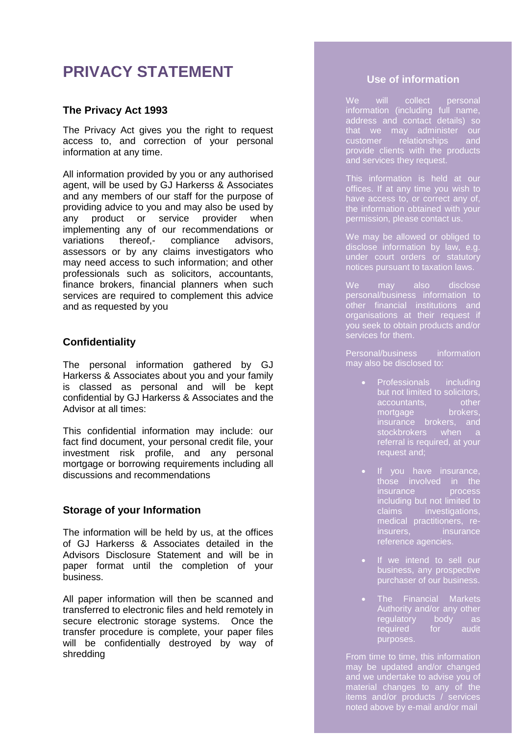# PRIVACY STATEMENT

### The Privacy Act 1993

The Privacy Act gives you the right to request access to, and correction of your personal information at any time.

All information provided by you or any authorised agent, will be used by GJ Harkerss & Associates and any members of our staff for the purpose of providing advice to you and may also be used by any product or service provider when implementing any of our recommendations or variations thereof,- compliance advisors, assessors or by any claims investigators who may need access to such information; and other professionals such as solicitors, accountants, finance brokers, financial planners when such services are required to complement this advice and as requested by you

### Confidentiality

The personal information gathered by GJ Harkerss & Associates about you and your family is classed as personal and will be kept confidential by GJ Harkerss & Associates and the Advisor at all times:

This confidential information may include: our fact find document, your personal credit file, your investment risk profile, and any personal mortgage or borrowing requirements including all discussions and recommendations

### Storage of your Information

The information will be held by us, at the offices of GJ Harkerss & Associates detailed in the Advisors Disclosure Statement and will be in paper format until the completion of your business.

All paper information will then be scanned and transferred to electronic files and held remotely in secure electronic storage systems. Once the transfer procedure is complete, your paper files will be confidentially destroyed by way of shredding

### Use of information

We will collect personal information (including full name, address and contact details) so that we may administer our customer relationships and provide clients with the products and services they request.

This information is held at our offices. If at any time you wish to have access to, or correct any of, the information obtained with your permission, please contact us.

We may be allowed or obliged to disclose information by law, e.g. under court orders or statutory notices pursuant to taxation laws.

We may also disclose personal/business information to other financial institutions and organisations at their request if you seek to obtain products and/or services for them.

Personal/business information may also be disclosed to:

- Professionals including but not limited to solicitors, accountants, other mortgage brokers, insurance brokers, and stockbrokers when a referral is required, at your request and;
- If you have insurance, those involved in the insurance process including but not limited to claims investigations, medical practitioners, re-insurers, insurance reference agencies.
- If we intend to sell our business, any prospective purchaser of our business.
- The Financial Markets Authority and/or any other regulatory body as required for audit purposes.

From time to time, this information may be updated and/or changed and we undertake to advise you of material changes to any of the items and/or products / services noted above by e-mail and/or mail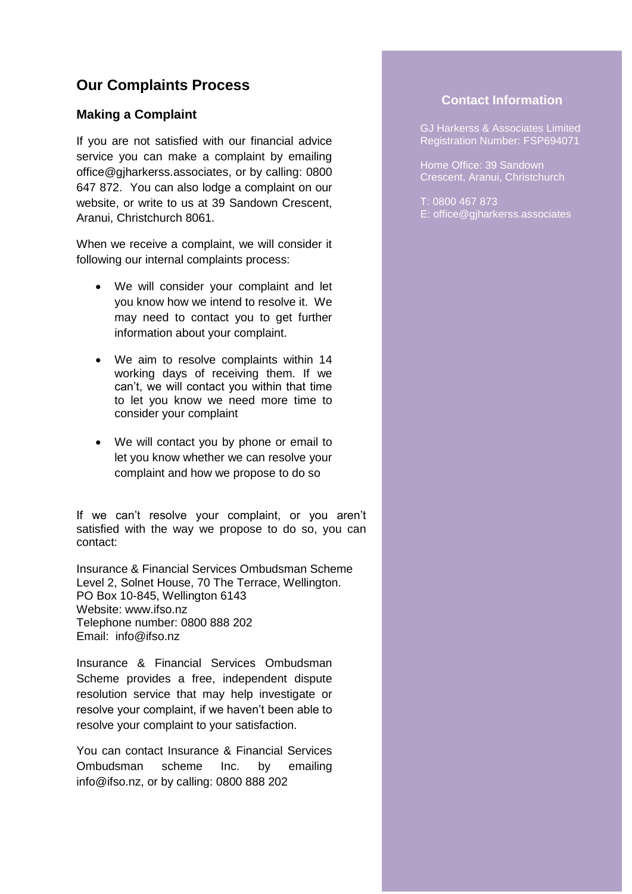## Our Complaints Process

### Making a Complaint

If you are not satisfied with our financial advice service you can make a complaint by emailing office@gjharkerss.associates, or by calling: 0800 647 872. You can also lodge a complaint on our website, or write to us at 39 Sandown Crescent, Aranui, Christchurch 8061.

When we receive a complaint, we will consider it following our internal complaints process:

- We will consider your complaint and let you know how we intend to resolve it. We may need to contact you to get further information about your complaint.
- We aim to resolve complaints within 14 working days of receiving them. If we can't, we will contact you within that time to let you know we need more time to consider your complaint
- We will contact you by phone or email to let you know whether we can resolve your complaint and how we propose to do so

If we can't resolve your complaint, or you aren't satisfied with the way we propose to do so, you can contact:

Insurance & Financial Services Ombudsman Scheme
Level 2, Solnet House, 70 The Terrace, Wellington.
PO Box 10-845, Wellington 6143
Website: www.ifso.nz
Telephone number: 0800 888 202
Email: info@ifso.nz

Insurance & Financial Services Ombudsman Scheme provides a free, independent dispute resolution service that may help investigate or resolve your complaint, if we haven't been able to resolve your complaint to your satisfaction.

You can contact Insurance & Financial Services Ombudsman scheme Inc. by emailing info@ifso.nz, or by calling: 0800 888 202

### Contact Information

GJ Harkerss & Associates Limited
Registration Number: FSP694071

Home Office: 39 Sandown Crescent, Aranui, Christchurch

T: 0800 467 873
E: office@gjharkerss.associates